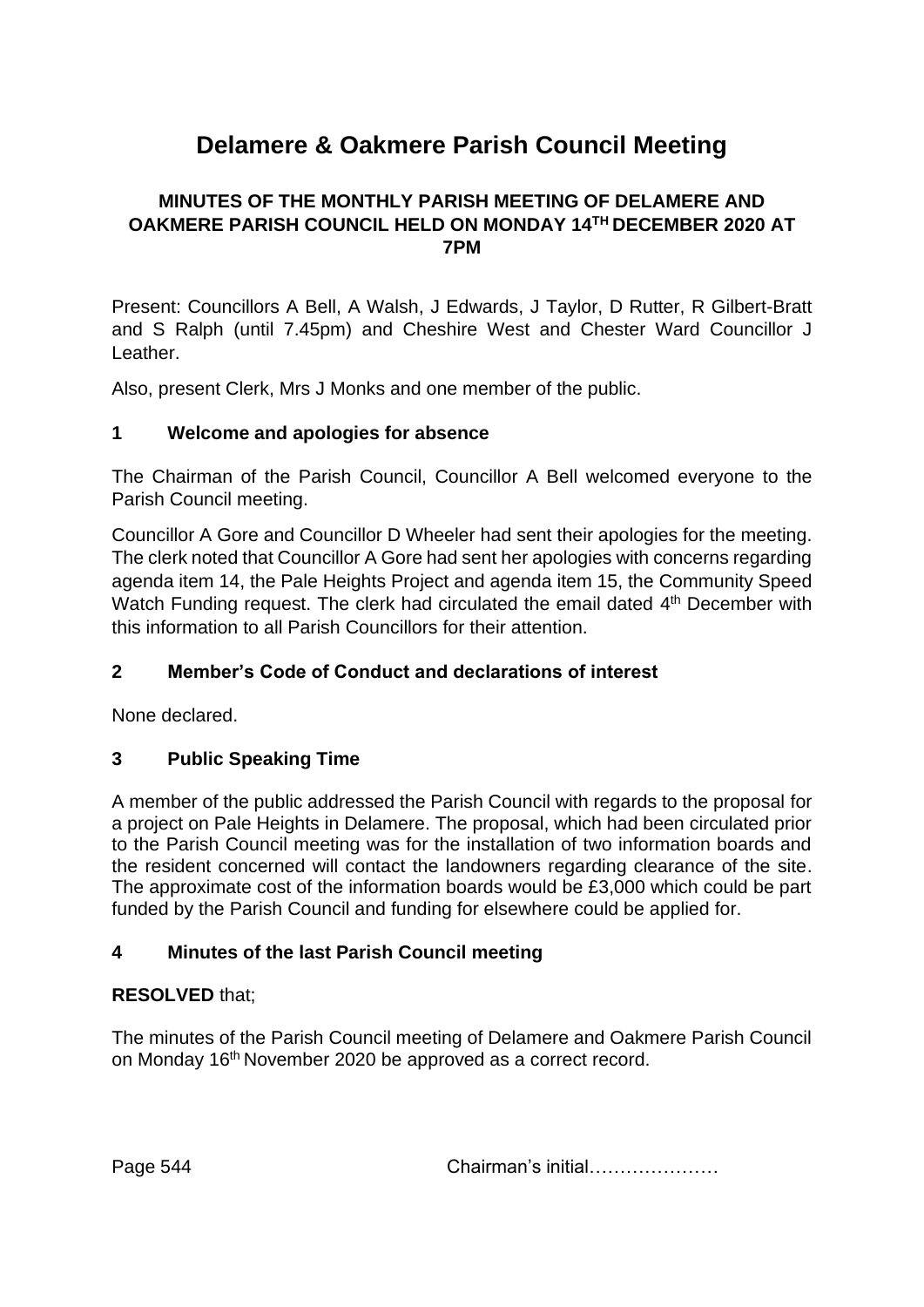# Delamere & Oakmere Parish Council Meeting

**MINUTES OF THE MONTHLY PARISH MEETING OF DELAMERE AND OAKMERE PARISH COUNCIL HELD ON MONDAY 14TH DECEMBER 2020 AT 7PM**

Present: Councillors A Bell, A Walsh, J Edwards, J Taylor, D Rutter, R Gilbert-Bratt and S Ralph (until 7.45pm) and Cheshire West and Chester Ward Councillor J Leather.

Also, present Clerk, Mrs J Monks and one member of the public.

## 1 Welcome and apologies for absence

The Chairman of the Parish Council, Councillor A Bell welcomed everyone to the Parish Council meeting.

Councillor A Gore and Councillor D Wheeler had sent their apologies for the meeting. The clerk noted that Councillor A Gore had sent her apologies with concerns regarding agenda item 14, the Pale Heights Project and agenda item 15, the Community Speed Watch Funding request. The clerk had circulated the email dated 4th December with this information to all Parish Councillors for their attention.

## 2 Member's Code of Conduct and declarations of interest

None declared.

## 3 Public Speaking Time

A member of the public addressed the Parish Council with regards to the proposal for a project on Pale Heights in Delamere. The proposal, which had been circulated prior to the Parish Council meeting was for the installation of two information boards and the resident concerned will contact the landowners regarding clearance of the site. The approximate cost of the information boards would be £3,000 which could be part funded by the Parish Council and funding for elsewhere could be applied for.

## 4 Minutes of the last Parish Council meeting

**RESOLVED** that;

The minutes of the Parish Council meeting of Delamere and Oakmere Parish Council on Monday 16th November 2020 be approved as a correct record.

Page 544 Chairman's initial…………………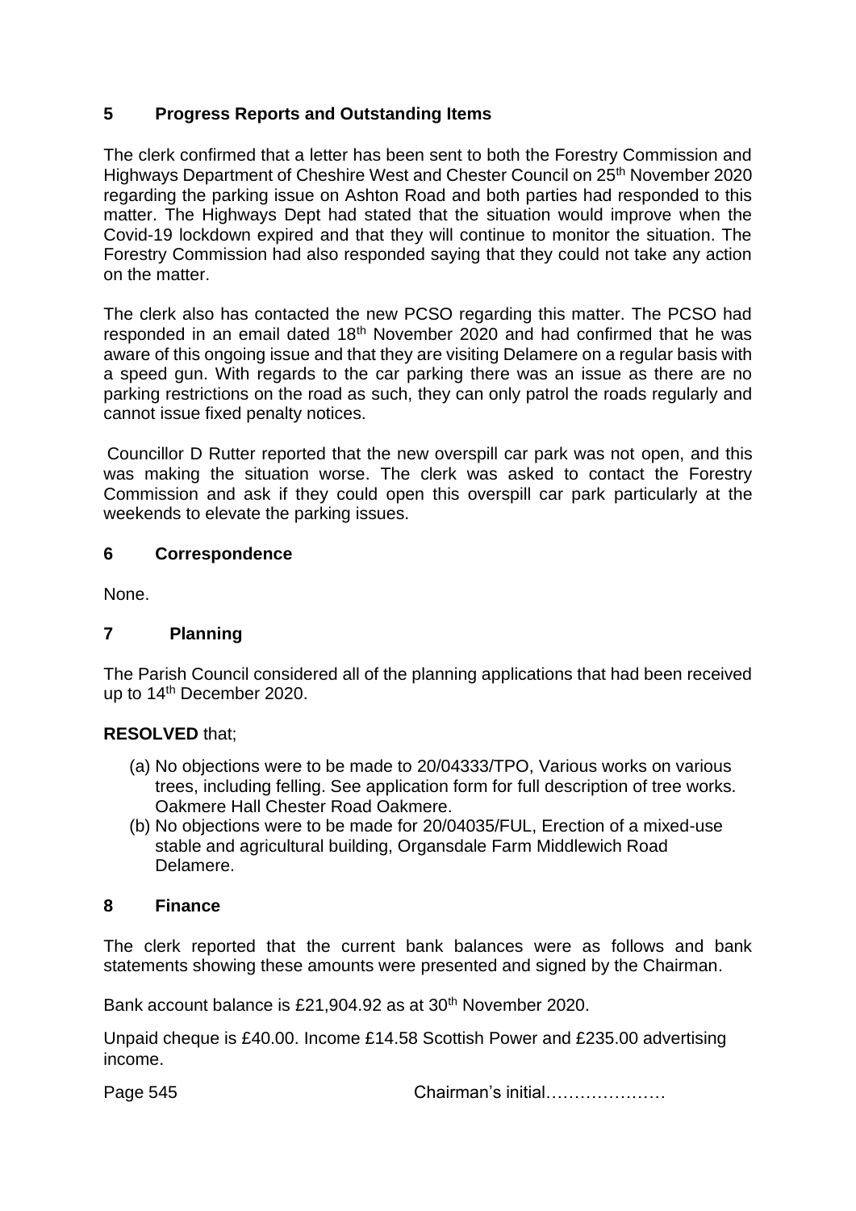## 5 Progress Reports and Outstanding Items

The clerk confirmed that a letter has been sent to both the Forestry Commission and Highways Department of Cheshire West and Chester Council on 25th November 2020 regarding the parking issue on Ashton Road and both parties had responded to this matter. The Highways Dept had stated that the situation would improve when the Covid-19 lockdown expired and that they will continue to monitor the situation. The Forestry Commission had also responded saying that they could not take any action on the matter.

The clerk also has contacted the new PCSO regarding this matter. The PCSO had responded in an email dated 18th November 2020 and had confirmed that he was aware of this ongoing issue and that they are visiting Delamere on a regular basis with a speed gun. With regards to the car parking there was an issue as there are no parking restrictions on the road as such, they can only patrol the roads regularly and cannot issue fixed penalty notices.

Councillor D Rutter reported that the new overspill car park was not open, and this was making the situation worse. The clerk was asked to contact the Forestry Commission and ask if they could open this overspill car park particularly at the weekends to elevate the parking issues.

## 6 Correspondence

None.

## 7 Planning

The Parish Council considered all of the planning applications that had been received up to 14th December 2020.

**RESOLVED** that;

(a) No objections were to be made to 20/04333/TPO, Various works on various trees, including felling. See application form for full description of tree works. Oakmere Hall Chester Road Oakmere.

(b) No objections were to be made for 20/04035/FUL, Erection of a mixed-use stable and agricultural building, Organsdale Farm Middlewich Road Delamere.

## 8 Finance

The clerk reported that the current bank balances were as follows and bank statements showing these amounts were presented and signed by the Chairman.

Bank account balance is £21,904.92 as at 30th November 2020.

Unpaid cheque is £40.00. Income £14.58 Scottish Power and £235.00 advertising income.

Page 545 Chairman's initial…………………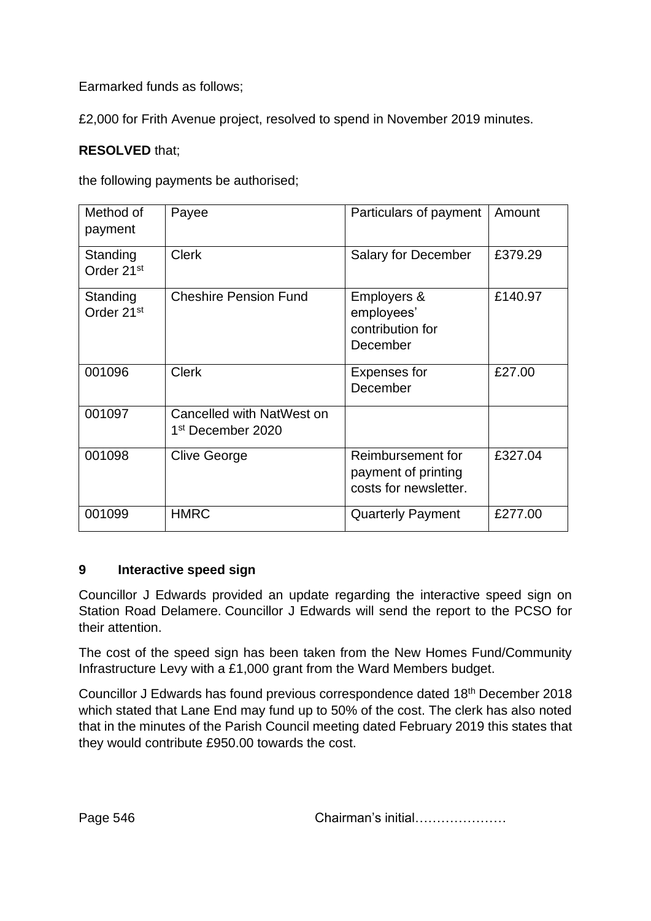Earmarked funds as follows;

£2,000 for Frith Avenue project, resolved to spend in November 2019 minutes.

**RESOLVED** that;

the following payments be authorised;

| Method of payment | Payee | Particulars of payment | Amount |
|---|---|---|---|
| Standing Order 21st | Clerk | Salary for December | £379.29 |
| Standing Order 21st | Cheshire Pension Fund | Employers & employees' contribution for December | £140.97 |
| 001096 | Clerk | Expenses for December | £27.00 |
| 001097 | Cancelled with NatWest on 1st December 2020 | | |
| 001098 | Clive George | Reimbursement for payment of printing costs for newsletter. | £327.04 |
| 001099 | HMRC | Quarterly Payment | £277.00 |

## 9 Interactive speed sign

Councillor J Edwards provided an update regarding the interactive speed sign on Station Road Delamere. Councillor J Edwards will send the report to the PCSO for their attention.

The cost of the speed sign has been taken from the New Homes Fund/Community Infrastructure Levy with a £1,000 grant from the Ward Members budget.

Councillor J Edwards has found previous correspondence dated 18th December 2018 which stated that Lane End may fund up to 50% of the cost. The clerk has also noted that in the minutes of the Parish Council meeting dated February 2019 this states that they would contribute £950.00 towards the cost.

Chairman's initial…………………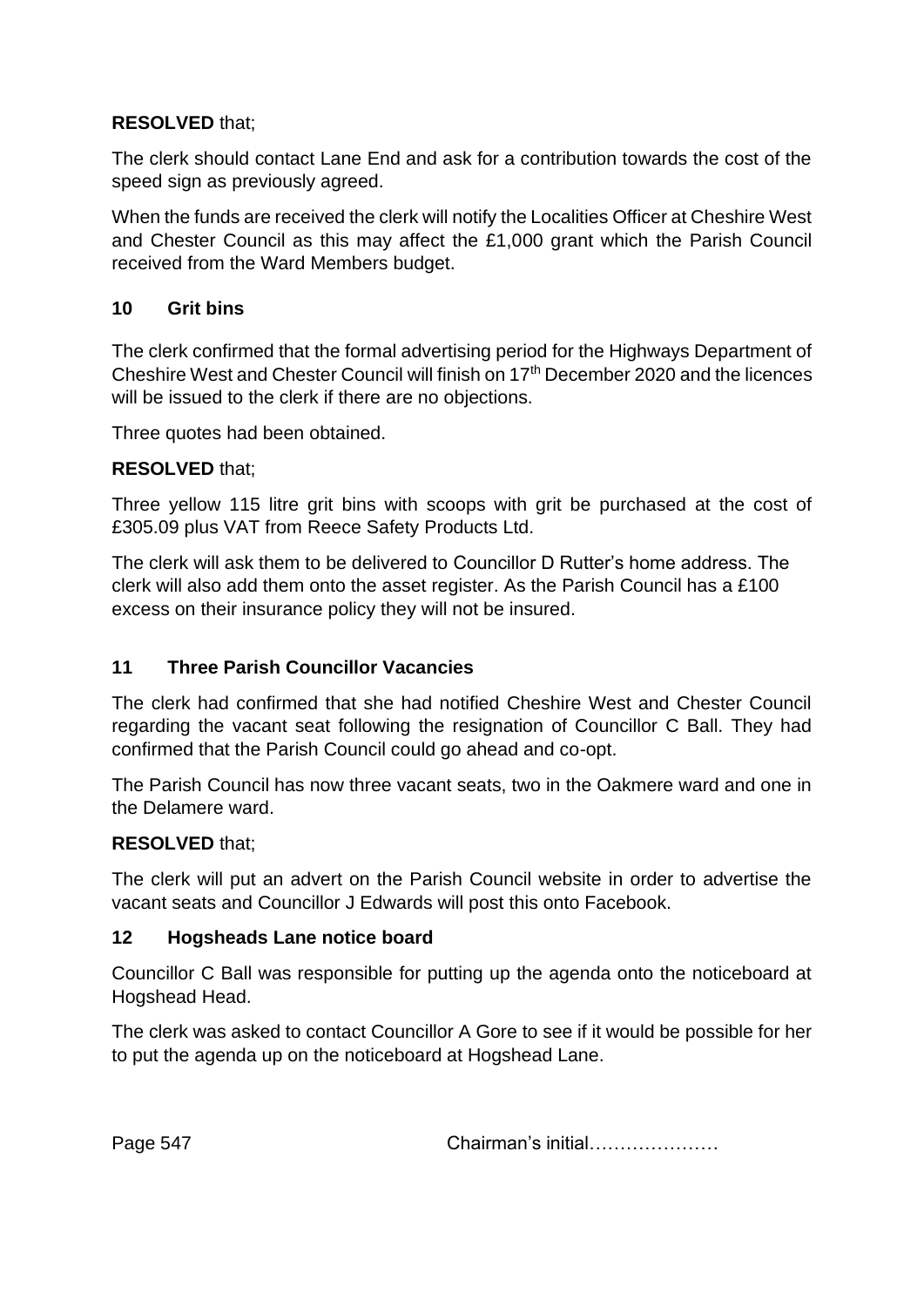**RESOLVED** that;

The clerk should contact Lane End and ask for a contribution towards the cost of the speed sign as previously agreed.

When the funds are received the clerk will notify the Localities Officer at Cheshire West and Chester Council as this may affect the £1,000 grant which the Parish Council received from the Ward Members budget.

## 10 Grit bins

The clerk confirmed that the formal advertising period for the Highways Department of Cheshire West and Chester Council will finish on 17th December 2020 and the licences will be issued to the clerk if there are no objections.

Three quotes had been obtained.

**RESOLVED** that;

Three yellow 115 litre grit bins with scoops with grit be purchased at the cost of £305.09 plus VAT from Reece Safety Products Ltd.

The clerk will ask them to be delivered to Councillor D Rutter's home address. The clerk will also add them onto the asset register. As the Parish Council has a £100 excess on their insurance policy they will not be insured.

## 11 Three Parish Councillor Vacancies

The clerk had confirmed that she had notified Cheshire West and Chester Council regarding the vacant seat following the resignation of Councillor C Ball. They had confirmed that the Parish Council could go ahead and co-opt.

The Parish Council has now three vacant seats, two in the Oakmere ward and one in the Delamere ward.

**RESOLVED** that;

The clerk will put an advert on the Parish Council website in order to advertise the vacant seats and Councillor J Edwards will post this onto Facebook.

## 12 Hogsheads Lane notice board

Councillor C Ball was responsible for putting up the agenda onto the noticeboard at Hogshead Head.

The clerk was asked to contact Councillor A Gore to see if it would be possible for her to put the agenda up on the noticeboard at Hogshead Lane.

Chairman's initial…………………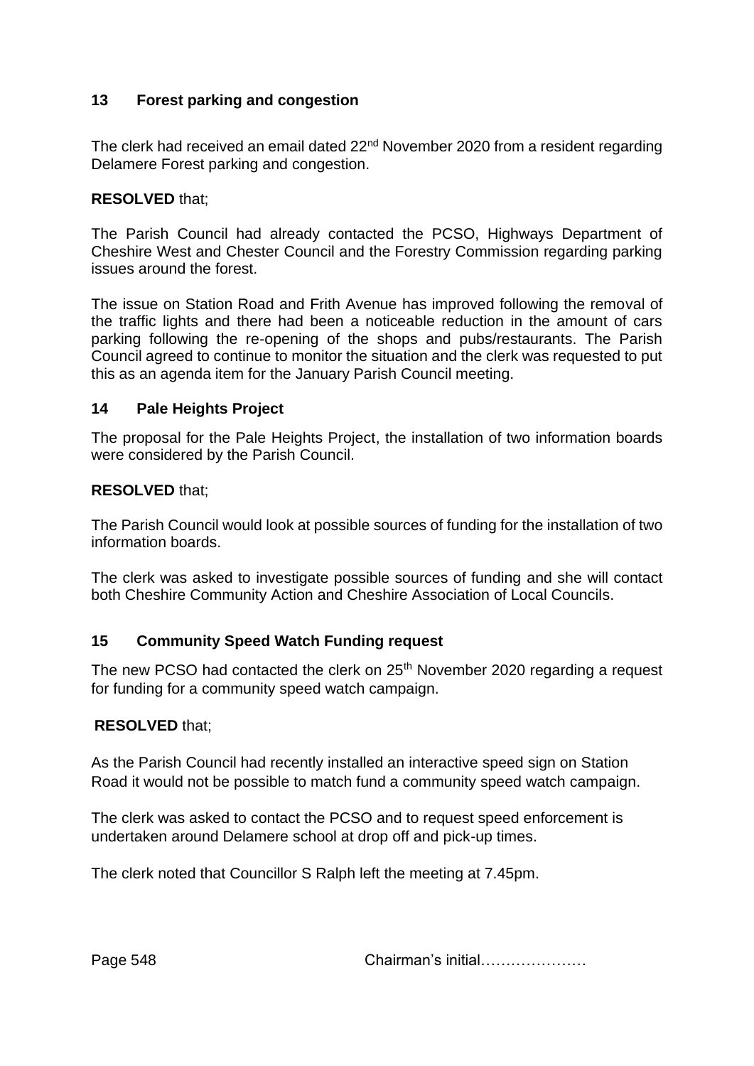## 13 Forest parking and congestion

The clerk had received an email dated 22nd November 2020 from a resident regarding Delamere Forest parking and congestion.

**RESOLVED** that;

The Parish Council had already contacted the PCSO, Highways Department of Cheshire West and Chester Council and the Forestry Commission regarding parking issues around the forest.

The issue on Station Road and Frith Avenue has improved following the removal of the traffic lights and there had been a noticeable reduction in the amount of cars parking following the re-opening of the shops and pubs/restaurants. The Parish Council agreed to continue to monitor the situation and the clerk was requested to put this as an agenda item for the January Parish Council meeting.

## 14 Pale Heights Project

The proposal for the Pale Heights Project, the installation of two information boards were considered by the Parish Council.

**RESOLVED** that;

The Parish Council would look at possible sources of funding for the installation of two information boards.

The clerk was asked to investigate possible sources of funding and she will contact both Cheshire Community Action and Cheshire Association of Local Councils.

## 15 Community Speed Watch Funding request

The new PCSO had contacted the clerk on 25th November 2020 regarding a request for funding for a community speed watch campaign.

**RESOLVED** that;

As the Parish Council had recently installed an interactive speed sign on Station Road it would not be possible to match fund a community speed watch campaign.

The clerk was asked to contact the PCSO and to request speed enforcement is undertaken around Delamere school at drop off and pick-up times.

The clerk noted that Councillor S Ralph left the meeting at 7.45pm.

Chairman's initial…………………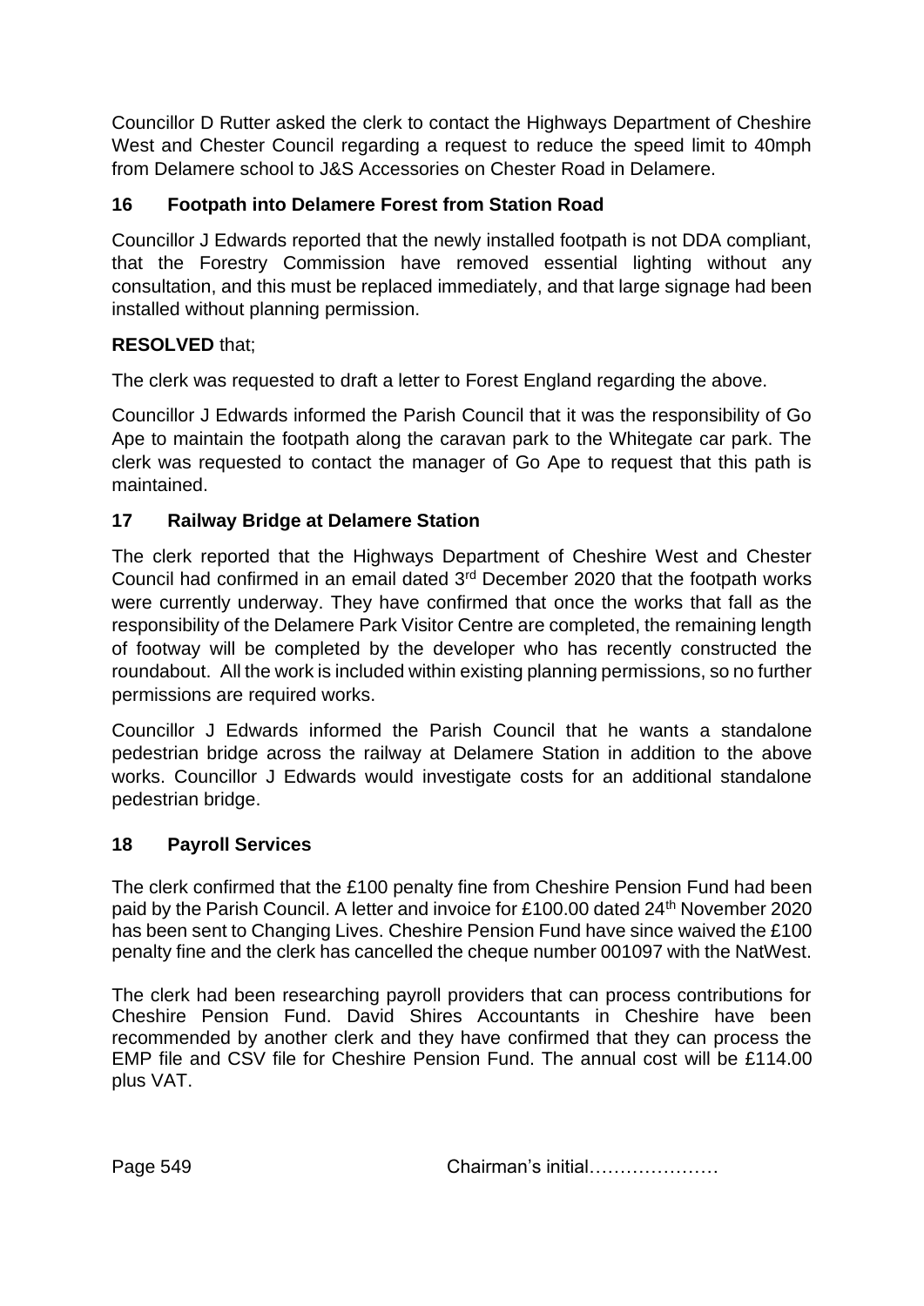Councillor D Rutter asked the clerk to contact the Highways Department of Cheshire West and Chester Council regarding a request to reduce the speed limit to 40mph from Delamere school to J&S Accessories on Chester Road in Delamere.

## 16 Footpath into Delamere Forest from Station Road

Councillor J Edwards reported that the newly installed footpath is not DDA compliant, that the Forestry Commission have removed essential lighting without any consultation, and this must be replaced immediately, and that large signage had been installed without planning permission.

**RESOLVED** that;

The clerk was requested to draft a letter to Forest England regarding the above.

Councillor J Edwards informed the Parish Council that it was the responsibility of Go Ape to maintain the footpath along the caravan park to the Whitegate car park. The clerk was requested to contact the manager of Go Ape to request that this path is maintained.

## 17 Railway Bridge at Delamere Station

The clerk reported that the Highways Department of Cheshire West and Chester Council had confirmed in an email dated 3rd December 2020 that the footpath works were currently underway. They have confirmed that once the works that fall as the responsibility of the Delamere Park Visitor Centre are completed, the remaining length of footway will be completed by the developer who has recently constructed the roundabout. All the work is included within existing planning permissions, so no further permissions are required works.

Councillor J Edwards informed the Parish Council that he wants a standalone pedestrian bridge across the railway at Delamere Station in addition to the above works. Councillor J Edwards would investigate costs for an additional standalone pedestrian bridge.

## 18 Payroll Services

The clerk confirmed that the £100 penalty fine from Cheshire Pension Fund had been paid by the Parish Council. A letter and invoice for £100.00 dated 24th November 2020 has been sent to Changing Lives. Cheshire Pension Fund have since waived the £100 penalty fine and the clerk has cancelled the cheque number 001097 with the NatWest.

The clerk had been researching payroll providers that can process contributions for Cheshire Pension Fund. David Shires Accountants in Cheshire have been recommended by another clerk and they have confirmed that they can process the EMP file and CSV file for Cheshire Pension Fund. The annual cost will be £114.00 plus VAT.

Chairman's initial…………………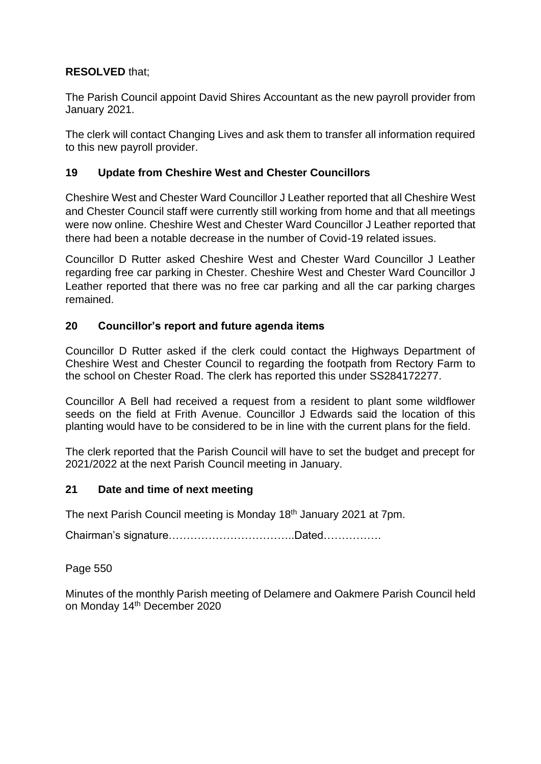**RESOLVED** that;

The Parish Council appoint David Shires Accountant as the new payroll provider from January 2021.

The clerk will contact Changing Lives and ask them to transfer all information required to this new payroll provider.

## 19 Update from Cheshire West and Chester Councillors

Cheshire West and Chester Ward Councillor J Leather reported that all Cheshire West and Chester Council staff were currently still working from home and that all meetings were now online. Cheshire West and Chester Ward Councillor J Leather reported that there had been a notable decrease in the number of Covid-19 related issues.

Councillor D Rutter asked Cheshire West and Chester Ward Councillor J Leather regarding free car parking in Chester. Cheshire West and Chester Ward Councillor J Leather reported that there was no free car parking and all the car parking charges remained.

## 20 Councillor's report and future agenda items

Councillor D Rutter asked if the clerk could contact the Highways Department of Cheshire West and Chester Council to regarding the footpath from Rectory Farm to the school on Chester Road. The clerk has reported this under SS284172277.

Councillor A Bell had received a request from a resident to plant some wildflower seeds on the field at Frith Avenue. Councillor J Edwards said the location of this planting would have to be considered to be in line with the current plans for the field.

The clerk reported that the Parish Council will have to set the budget and precept for 2021/2022 at the next Parish Council meeting in January.

## 21 Date and time of next meeting

The next Parish Council meeting is Monday 18th January 2021 at 7pm.

Chairman's signature……………………………..Dated…………….